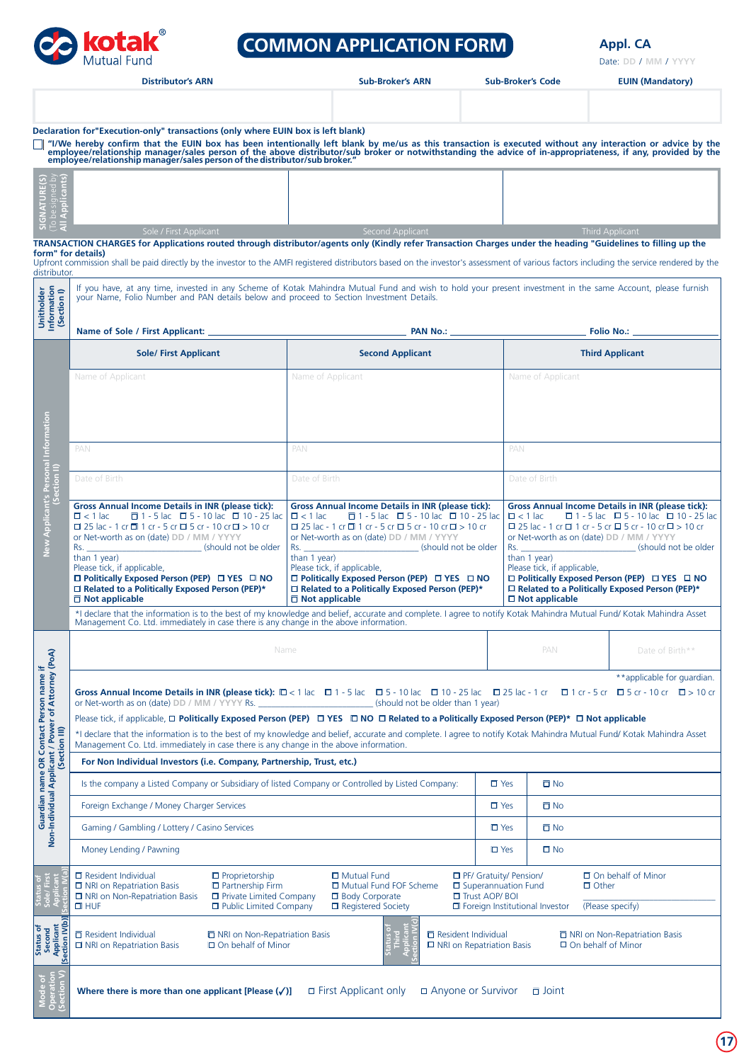# kotak® Mutual Fund

# COMMON APPLICATION FORM

**Appl. CA**

Date: DD / MM / YYYY

| Distributor's ARN | Sub-Broker's ARN | Sub-Broker's Code | EUIN (Mandatory) |
|---|---|---|---|
| | | | |

**Declaration for "Execution-only" transactions (only where EUIN box is left blank)**

☐ **"I/We hereby confirm that the EUIN box has been intentionally left blank by me/us as this transaction is executed without any interaction or advice by the employee/relationship manager/sales person of the above distributor/sub broker or notwithstanding the advice of in-appropriateness, if any, provided by the employee/relationship manager/sales person of the distributor/sub broker."**

**SIGNATURE(S)** (To be signed by All Applicants)

| Sole / First Applicant | Second Applicant | Third Applicant |
|---|---|---|
| | | |

**TRANSACTION CHARGES for Applications routed through distributor/agents only (Kindly refer Transaction Charges under the heading "Guidelines to filling up the form" for details)**

Upfront commission shall be paid directly by the investor to the AMFI registered distributors based on the investor's assessment of various factors including the service rendered by the distributor.

**Unitholder Information (Section I)**

If you have, at any time, invested in any Scheme of Kotak Mahindra Mutual Fund and wish to hold your present investment in the same Account, please furnish your Name, Folio Number and PAN details below and proceed to Section Investment Details.

**Name of Sole / First Applicant:** ______________ **PAN No.:** ______________ **Folio No.:** ______________

**New Applicant's Personal Information (Section II)**

| Sole/ First Applicant | Second Applicant | Third Applicant |
|---|---|---|
| Name of Applicant | Name of Applicant | Name of Applicant |
| PAN | PAN | PAN |
| Date of Birth | Date of Birth | Date of Birth |
| **Gross Annual Income Details in INR (please tick):** ☐ < 1 lac ☐ 1 - 5 lac ☐ 5 - 10 lac ☐ 10 - 25 lac ☐ 25 lac - 1 cr ☐ 1 cr - 5 cr ☐ 5 cr - 10 cr ☐ > 10 cr or Net-worth as on (date) DD / MM / YYYY Rs. ______ (should not be older than 1 year) Please tick, if applicable, **☐ Politically Exposed Person (PEP) ☐ YES ☐ NO ☐ Related to a Politically Exposed Person (PEP)* ☐ Not applicable** | **Gross Annual Income Details in INR (please tick):** ☐ < 1 lac ☐ 1 - 5 lac ☐ 5 - 10 lac ☐ 10 - 25 lac ☐ 25 lac - 1 cr ☐ 1 cr - 5 cr ☐ 5 cr - 10 cr ☐ > 10 cr or Net-worth as on (date) DD / MM / YYYY Rs. ______ (should not be older than 1 year) Please tick, if applicable, **☐ Politically Exposed Person (PEP) ☐ YES ☐ NO ☐ Related to a Politically Exposed Person (PEP)* ☐ Not applicable** | **Gross Annual Income Details in INR (please tick):** ☐ < 1 lac ☐ 1 - 5 lac ☐ 5 - 10 lac ☐ 10 - 25 lac ☐ 25 lac - 1 cr ☐ 1 cr - 5 cr ☐ 5 cr - 10 cr ☐ > 10 cr or Net-worth as on (date) DD / MM / YYYY Rs. ______ (should not be older than 1 year) Please tick, if applicable, **☐ Politically Exposed Person (PEP) ☐ YES ☐ NO ☐ Related to a Politically Exposed Person (PEP)* ☐ Not applicable** |

*I declare that the information is to the best of my knowledge and belief, accurate and complete. I agree to notify Kotak Mahindra Mutual Fund/ Kotak Mahindra Asset Management Co. Ltd. immediately in case there is any change in the above information.

**Guardian name OR Contact Person name if Non-Individual Applicant / Power of Attorney (PoA) (Section III)**

| Name | PAN | Date of Birth** |
|---|---|---|
| | | |

**applicable for guardian.

**Gross Annual Income Details in INR (please tick):** ☐ < 1 lac ☐ 1 - 5 lac ☐ 5 - 10 lac ☐ 10 - 25 lac ☐ 25 lac - 1 cr ☐ 1 cr - 5 cr ☐ 5 cr - 10 cr ☐ > 10 cr or Net-worth as on (date) DD / MM / YYYY Rs. ______ (should not be older than 1 year)

Please tick, if applicable, ☐ **Politically Exposed Person (PEP) ☐ YES ☐ NO ☐ Related to a Politically Exposed Person (PEP)* ☐ Not applicable**

*I declare that the information is to the best of my knowledge and belief, accurate and complete. I agree to notify Kotak Mahindra Mutual Fund/ Kotak Mahindra Asset Management Co. Ltd. immediately in case there is any change in the above information.

**For Non Individual Investors (i.e. Company, Partnership, Trust, etc.)**

| | | |
|---|---|---|
| Is the company a Listed Company or Subsidiary of listed Company or Controlled by Listed Company: | ☐ Yes | ☐ No |
| Foreign Exchange / Money Charger Services | ☐ Yes | ☐ No |
| Gaming / Gambling / Lottery / Casino Services | ☐ Yes | ☐ No |
| Money Lending / Pawning | ☐ Yes | ☐ No |

**Status of Sole / First Applicant [Section IV(a)]**

☐ Resident Individual ☐ NRI on Repatriation Basis ☐ NRI on Non-Repatriation Basis ☐ HUF ☐ Proprietorship ☐ Partnership Firm ☐ Private Limited Company ☐ Public Limited Company ☐ Mutual Fund ☐ Mutual Fund FOF Scheme ☐ Body Corporate ☐ Registered Society ☐ PF/ Gratuity/ Pension/ Superannuation Fund ☐ Trust AOP/ BOI ☐ Foreign Institutional Investor ☐ On behalf of Minor ☐ Other ______ (Please specify)

**Status of Second Applicant [Section IV(b)]**

☐ Resident Individual ☐ NRI on Repatriation Basis ☐ NRI on Non-Repatriation Basis ☐ On behalf of Minor

**Status of Third Applicant [Section IV(c)]**

☐ Resident Individual ☐ NRI on Repatriation Basis ☐ NRI on Non-Repatriation Basis ☐ On behalf of Minor

**Mode of Operation (Section V)**

**Where there is more than one applicant [Please (✓)]** ☐ First Applicant only ☐ Anyone or Survivor ☐ Joint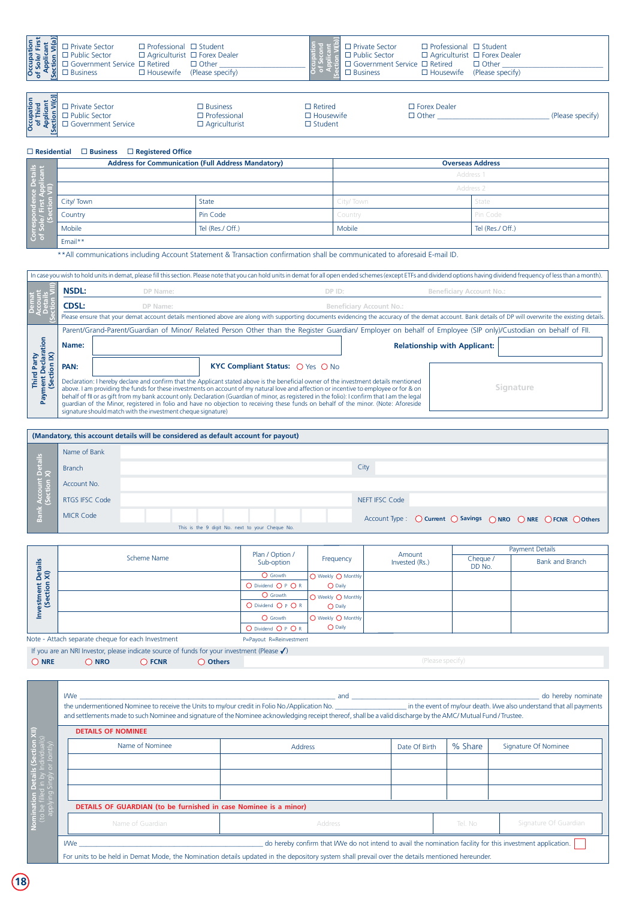**Occupation of Sole/ First Applicant [Section VI(a)]**

☐ Private Sector ☐ Professional ☐ Student
☐ Public Sector ☐ Agriculturist ☐ Forex Dealer
☐ Government Service ☐ Retired ☐ Other
☐ Business ☐ Housewife (Please specify)

**Occupation of Second Applicant [Section VI(b)]**

☐ Private Sector ☐ Professional ☐ Student
☐ Public Sector ☐ Agriculturist ☐ Forex Dealer
☐ Government Service ☐ Retired ☐ Other
☐ Business ☐ Housewife (Please specify)

**Occupation of Third Applicant [Section VI(c)]**

☐ Private Sector ☐ Business ☐ Retired ☐ Forex Dealer
☐ Public Sector ☐ Professional ☐ Housewife ☐ Other __________ (Please specify)
☐ Government Service ☐ Agriculturist ☐ Student

☐ **Residential** ☐ **Business** ☐ **Registered Office**

**Correspondence Details of Sole / First Applicant (Section VII)**

| Address for Communication (Full Address Mandatory) | | Overseas Address | |
|---|---|---|---|
| | | Address 1 | |
| | | Address 2 | |
| City/ Town | State | City/ Town | State |
| Country | Pin Code | Country | Pin Code |
| Mobile | Tel (Res./ Off.) | Mobile | Tel (Res./ Off.) |
| Email** | | | |

**All communications including Account Statement & Transaction confirmation shall be communicated to aforesaid E-mail ID.

**Demat Account Details (Section VIII)**

In case you wish to hold units in demat, please fill this section. Please note that you can hold units in demat for all open ended schemes (except ETFs and dividend options having dividend frequency of less than a month).

**NSDL:** DP Name: DP ID: Beneficiary Account No.:

**CDSL:** DP Name: Beneficiary Account No.:

Please ensure that your demat account details mentioned above are along with supporting documents evidencing the accuracy of the demat account. Bank details of DP will overwrite the existing details.

**Third Party Payment Declaration (Section IX)**

Parent/Grand-Parent/Guardian of Minor/ Related Person Other than the Register Guardian/ Employer on behalf of Employee (SIP only)/Custodian on behalf of FII.

**Name:** __________ **Relationship with Applicant:** __________

**PAN:** __________ **KYC Compliant Status:** ○ Yes ○ No

Signature

Declaration: I hereby declare and confirm that the Applicant stated above is the beneficial owner of the investment details mentioned above. I am providing the funds for these investments on account of my natural love and affection or incentive to employee or for & on behalf of FII or as gift from my bank account only. Declaration (Guardian of minor, as registered in the folio): I confirm that I am the legal guardian of the Minor, registered in folio and have no objection to receiving these funds on behalf of the minor. (Note: Aforeside signature should match with the investment cheque signature)

**Bank Account Details (Section X)**

**(Mandatory, this account details will be considered as default account for payout)**

| | | | |
|---|---|---|---|
| Name of Bank | | | |
| Branch | | City | |
| Account No. | | | |
| RTGS IFSC Code | | NEFT IFSC Code | |
| MICR Code | | Account Type : | ○ Current ○ Savings ○ NRO ○ NRE ○ FCNR ○ Others |

This is the 9 digit No. next to your Cheque No.

**Investment Details (Section XI)**

| Scheme Name | Plan / Option / Sub-option | Frequency | Amount Invested (Rs.) | Payment Details | |
|---|---|---|---|---|---|
| | | | | Cheque / DD No. | Bank and Branch |
| | ○ Growth ○ Dividend ○ P ○ R | ○ Weekly ○ Monthly ○ Daily | | | |
| | ○ Growth ○ Dividend ○ P ○ R | ○ Weekly ○ Monthly ○ Daily | | | |
| | ○ Growth ○ Dividend ○ P ○ R | ○ Weekly ○ Monthly ○ Daily | | | |

Note - Attach separate cheque for each Investment P=Payout R=Reinvestment

If you are an NRI Investor, please indicate source of funds for your investment (Please ✓)

○ **NRE** ○ **NRO** ○ **FCNR** ○ **Others** (Please specify)

**Nomination Details (Section XII)** (to be filled in by Individual(s) applying Singly or Jointly)

I/We __________ and __________ do hereby nominate the undermentioned Nominee to receive the Units to my/our credit in Folio No./Application No. __________ in the event of my/our death. I/We also understand that all payments and settlements made to such Nominee and signature of the Nominee acknowledging receipt thereof, shall be a valid discharge by the AMC/ Mutual Fund / Trustee.

**DETAILS OF NOMINEE**

| Name of Nominee | Address | Date Of Birth | % Share | Signature Of Nominee |
|---|---|---|---|---|
| | | | | |
| | | | | |
| | | | | |

**DETAILS OF GUARDIAN (to be furnished in case Nominee is a minor)**

| Name of Guardian | Address | Tel. No | Signature Of Guardian |
|---|---|---|---|
| | | | |

I/We __________ do hereby confirm that I/We do not intend to avail the nomination facility for this investment application. ☐

For units to be held in Demat Mode, the Nomination details updated in the depository system shall prevail over the details mentioned hereunder.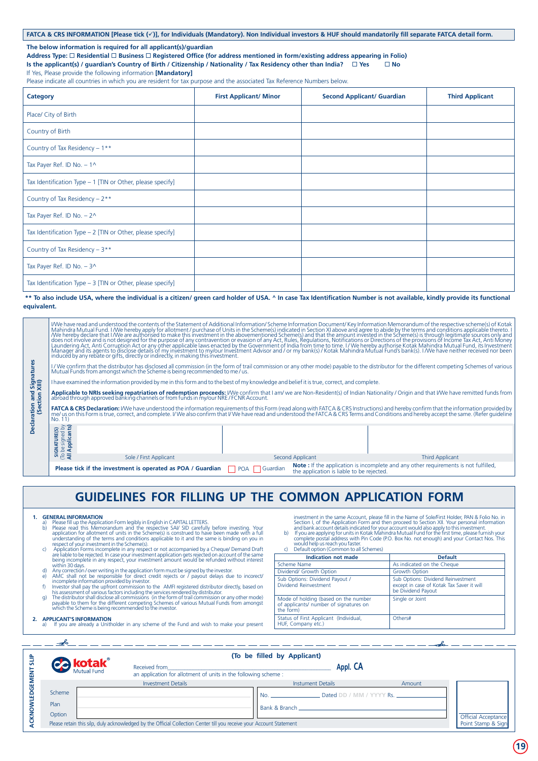**FATCA & CRS INFORMATION [Please tick (✓)], for Individuals (Mandatory). Non Individual investors & HUF should mandatorily fill separate FATCA detail form.**

**The below information is required for all applicant(s)/guardian**

**Address Type: ☐ Residential ☐ Business ☐ Registered Office (for address mentioned in form/existing address appearing in Folio)**

**Is the applicant(s) / guardian's Country of Birth / Citizenship / Nationality / Tax Residency other than India? ☐ Yes ☐ No**

If Yes, Please provide the following information **[Mandatory]**

Please indicate all countries in which you are resident for tax purpose and the associated Tax Reference Numbers below.

| Category | First Applicant/ Minor | Second Applicant/ Guardian | Third Applicant |
|---|---|---|---|
| Place/ City of Birth | | | |
| Country of Birth | | | |
| Country of Tax Residency – 1** | | | |
| Tax Payer Ref. ID No. – 1^ | | | |
| Tax Identification Type – 1 [TIN or Other, please specify] | | | |
| Country of Tax Residency – 2** | | | |
| Tax Payer Ref. ID No. – 2^ | | | |
| Tax Identification Type – 2 [TIN or Other, please specify] | | | |
| Country of Tax Residency – 3** | | | |
| Tax Payer Ref. ID No. – 3^ | | | |
| Tax Identification Type – 3 [TIN or Other, please specify] | | | |

**** To also include USA, where the individual is a citizen/ green card holder of USA. ^ In case Tax Identification Number is not available, kindly provide its functional equivalent.**

**Declaration and Signatures (Section XIII)**

I/We have read and understood the contents of the Statement of Additional Information/ Scheme Information Document/ Key Information Memorandum of the respective scheme(s) of Kotak Mahindra Mutual Fund. I /We hereby apply for allotment / purchase of Units in the Scheme(s) indicated in Section XI above and agree to abide by the terms and conditions applicable thereto. I /We hereby declare that I /We are authorised to make this investment in the abovementioned Scheme(s) and that the amount invested in the Scheme(s) is through legitimate sources only and does not involve and is not designed for the purpose of any contravention or evasion of any Act, Rules, Regulations, Notifications or Directions of the provisions of Income Tax Act, Anti Money Laundering Act, Anti Corruption Act or any other applicable laws enacted by the Government of India from time to time. I / We hereby authorise Kotak Mahindra Mutual Fund, its Investment Manager and its agents to disclose details of my investment to my/our Investment Advisor and / or my bank(s) / Kotak Mahindra Mutual Fund's bank(s). I /We have neither received nor been induced by any rebate or gifts, directly or indirectly, in making this investment.

I / We confirm that the distributor has disclosed all commission (in the form of trail commission or any other mode) payable to the distributor for the different competing Schemes of various Mutual Funds from amongst which the Scheme is being recommended to me / us.

I have examined the information provided by me in this form and to the best of my knowledge and belief it is true, correct, and complete.

**Applicable to NRIs seeking repatriation of redemption proceeds:** I/We confirm that I am/ we are Non-Resident(s) of Indian Nationality / Origin and that I/We have remitted funds from abroad through approved banking channels or from funds in my/our NRE / FCNR Account.

**FATCA & CRS Declaration:** I/We have understood the information requirements of this Form (read along with FATCA & CRS Instructions) and hereby confirm that the information provided by me/ us on this Form is true, correct, and complete. I/ We also confirm that I/ We have read and understood the FATCA & CRS Terms and Conditions and hereby accept the same. (Refer guideline No. 11)

SIGNATURE(S) (To be signed by All Applicants)

| Sole / First Applicant | Second Applicant | Third Applicant |
|---|---|---|
| | | |

**Please tick if the investment is operated as POA / Guardian** ☐ POA ☐ Guardian

**Note :** If the application is incomplete and any other requirements is not fulfilled, the application is liable to be rejected.

# GUIDELINES FOR FILLING UP THE COMMON APPLICATION FORM

1. **GENERAL INFORMATION**
   a) Please fill up the Application Form legibly in English in CAPITAL LETTERS.
   b) Please read this Memorandum and the respective SAI/ SID carefully before investing. Your application for allotment of units in the Scheme(s) is construed to have been made with a full understanding of the terms and conditions applicable to it and the same is binding on you in respect of your investment in the Scheme(s).
   c) Application Forms incomplete in any respect or not accompanied by a Cheque/ Demand Draft are liable to be rejected. In case your investment application gets rejected on account of the same being incomplete in any respect, your investment amount would be refunded without interest within 30 days.
   d) Any correction / over writing in the application form must be signed by the investor.
   e) AMC shall not be responsible for direct credit rejects or / payout delays due to incorrect/ incomplete information provided by investor.
   f) Investor shall pay the upfront commission to the AMFI registered distributor directly, based on his assessment of various factors including the services rendered by distributor.
   g) The distributor shall disclose all commissions (in the form of trail commission or any other mode) payable to them for the different competing Schemes of various Mutual Funds from amongst which the Scheme is being recommended to the investor.

2. **APPLICANT'S INFORMATION**
   a) If you are already a Unitholder in any scheme of the Fund and wish to make your present investment in the same Account, please fill in the Name of Sole/First Holder, PAN & Folio No. in Section I, of the Application Form and then proceed to Section XII. Your personal information and bank account details indicated for your account would also apply to this investment.
   b) If you are applying for units in Kotak Mahindra Mutual Fund for the first time, please furnish your complete postal address with Pin Code (P.O. Box No. not enough) and your Contact Nos. This would help us reach you faster.
   c) Default option (Common to all Schemes)

| Indication not made | Default |
|---|---|
| Scheme Name | As indicated on the Cheque |
| Dividend/ Growth Option | Growth Option |
| Sub Options: Dividend Payout / Dividend Reinvestment | Sub Options: Dividend Reinvestment except in case of Kotak Tax Saver it will be Dividend Payout |
| Mode of holding (based on the number of applicants/ number of signatures on the form) | Single or Joint |
| Status of First Applicant (Individual, HUF, Company etc.) | Others# |

---

**ACKNOWLEDGEMENT SLIP**

kotak Mutual Fund

**(To be filled by Applicant)**

Received from_______________________________________ **Appl. CA**

an application for allotment of units in the following scheme :

| Investment Details | | Instument Details | Amount |
|---|---|---|---|
| Scheme | | No. ________ Dated DD / MM / YYYY | Rs. ________ |
| Plan | | Bank & Branch ________ | |
| Option | | | |

Official Acceptance Point Stamp & Sign

Please retain this silp, duly acknowledged by the Official Collection Center till you receive your Account Statement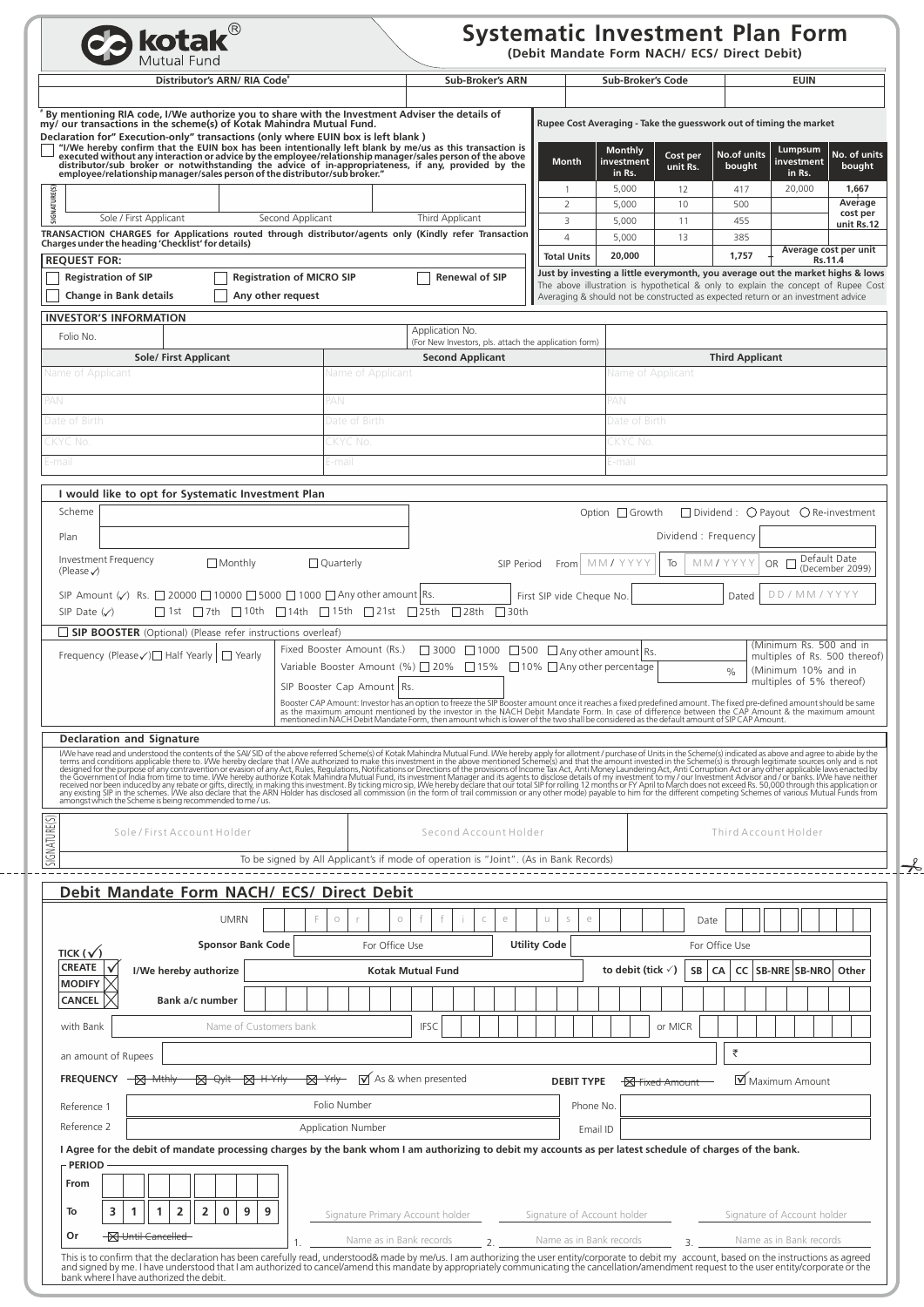# Systematic Investment Plan Form

**(Debit Mandate Form NACH/ ECS/ Direct Debit)**

| Distributor's ARN/ RIA Code# | Sub-Broker's ARN | Sub-Broker's Code | EUIN |
|---|---|---|---|
| | | | |

# By mentioning RIA code, I/We authorize you to share with the Investment Adviser the details of my/ our transactions in the scheme(s) of Kotak Mahindra Mutual Fund.

Declaration for" Execution-only" transactions (only where EUIN box is left blank )

☐ "I/We hereby confirm that the EUIN box has been intentionally left blank by me/us as this transaction is executed without any interaction or advice by the employee/relationship manager/sales person of the above distributor/sub broker or notwithstanding the advice of in-appropriateness, if any, provided by the employee/relationship manager/sales person of the distributor/sub broker."

SIGNATURE(S)

| Sole / First Applicant | Second Applicant | Third Applicant |
|---|---|---|
| | | |

TRANSACTION CHARGES for Applications routed through distributor/agents only (Kindly refer Transaction Charges under the heading 'Checklist' for details)

**Rupee Cost Averaging - Take the guesswork out of timing the market**

| Month | Monthly investment in Rs. | Cost per unit Rs. | No.of units bought | Lumpsum investment in Rs. | No. of units bought |
|---|---|---|---|---|---|
| 1 | 5,000 | 12 | 417 | 20,000 | 1,667 |
| 2 | 5,000 | 10 | 500 | | Average cost per unit Rs.12 |
| 3 | 5,000 | 11 | 455 | | |
| 4 | 5,000 | 13 | 385 | | |
| Total Units | 20,000 | | 1,757 | Average cost per unit Rs.11.4 | |

**Just by investing a little everymonth, you average out the market highs & lows**

The above illustration is hypothetical & only to explain the concept of Rupee Cost Averaging & should not be constructed as expected return or an investment advice

**REQUEST FOR:**

☐ Registration of SIP ☐ Registration of MICRO SIP ☐ Renewal of SIP
☐ Change in Bank details ☐ Any other request

**INVESTOR'S INFORMATION**

| Folio No. | | Application No. (For New Investors, pls. attach the application form) | |
|---|---|---|---|

| Sole/ First Applicant | Second Applicant | Third Applicant |
|---|---|---|
| Name of Applicant | Name of Applicant | Name of Applicant |
| PAN | PAN | PAN |
| Date of Birth | Date of Birth | Date of Birth |
| CKYC No. | CKYC No. | CKYC No. |
| E-mail | E-mail | E-mail |

**I would like to opt for Systematic Investment Plan**

Scheme ____ Option ☐ Growth ☐ Dividend : ○ Payout ○ Re-investment

Plan ____ Dividend : Frequency ____

Investment Frequency (Please ✓) ☐ Monthly ☐ Quarterly SIP Period From MM / YYYY To MM / YYYY OR ☐ Default Date (December 2099)

SIP Amount (✓) Rs. ☐ 20000 ☐ 10000 ☐ 5000 ☐ 1000 ☐ Any other amount Rs. ____ First SIP vide Cheque No. ____ Dated DD / MM / YYYY

SIP Date (✓) ☐ 1st ☐ 7th ☐ 10th ☐ 14th ☐ 15th ☐ 21st ☐ 25th ☐ 28th ☐ 30th

☐ **SIP BOOSTER** (Optional) (Please refer instructions overleaf)

Frequency (Please ✓) ☐ Half Yearly ☐ Yearly

Fixed Booster Amount (Rs.) ☐ 3000 ☐ 1000 ☐ 500 ☐ Any other amount Rs. ____ (Minimum Rs. 500 and in multiples of Rs. 500 thereof)

Variable Booster Amount (%) ☐ 20% ☐ 15% ☐ 10% ☐ Any other percentage ____ % (Minimum 10% and in multiples of 5% thereof)

SIP Booster Cap Amount Rs. ____

Booster CAP Amount: Investor has an option to freeze the SIP Booster amount once it reaches a fixed predefined amount. The fixed pre-defined amount should be same as the maximum amount mentioned by the investor in the NACH Debit Mandate Form. In case of difference between the CAP Amount & the maximum amount mentioned in NACH Debit Mandate Form, then amount which is lower of the two shall be considered as the default amount of SIP CAP Amount.

**Declaration and Signature**

I/We have read and understood the contents of the SAI/ SID of the above referred Scheme(s) of Kotak Mahindra Mutual Fund. I/We hereby apply for allotment / purchase of Units in the Scheme(s) indicated as above and agree to abide by the terms and conditions applicable there to. I/We hereby declare that I /We are authorized to make this investment in the above mentioned Scheme(s) and that the amount invested in the Scheme(s) is through legitimate sources only and is not designed for the purpose of any contravention or evasion of any Act, Rules, Regulations, Notifications or Directions of the provisions of Income Tax Act, Anti Money Laundering Act, Anti Corruption Act or any other applicable laws enacted by the Government of India from time to time. I/We hereby authorize Kotak Mahindra Mutual Fund, its investment Manager and its agents to disclose details of my investment to my / our Investment Advisor and / or banks. I/We have neither received nor been induced by any rebate or gifts, directly, in making this investment. By ticking micro sip, I/We hereby declare that our total SIP for rolling 12 months or FY April to March does not exceed Rs. 50,000 through this application or any existing SIP in the schemes. I/We also declare that the ARN Holder has disclosed all commission (in the form of trail commission or any other mode) payable to him for the different competing Schemes of various Mutual Funds from amongst which the Scheme is being recommended to me / us.

SIGNATURE(S)

| Sole / First Account Holder | Second Account Holder | Third Account Holder |
|---|---|---|
| | | |

To be signed by All Applicant's if mode of operation is "Joint". (As in Bank Records)

## Debit Mandate Form NACH/ ECS/ Direct Debit

UMRN: For Office Use Date: ____

TICK (✓)

- CREATE ✓
- MODIFY ☒
- CANCEL ☒

Sponsor Bank Code: For Office Use Utility Code: For Office Use

I/We hereby authorize **Kotak Mutual Fund** to debit (tick ✓) SB | CA | CC | SB-NRE | SB-NRO | Other

Bank a/c number ____

with Bank: Name of Customers bank IFSC ____ or MICR ____

an amount of Rupees ____ ₹ ____

FREQUENCY ~~Mthly~~ ~~Qtly~~ ~~H-Yrly~~ ~~Yrly~~ ☑ As & when presented DEBIT TYPE ~~Fixed Amount~~ ☑ Maximum Amount

Reference 1: Folio Number Phone No. ____

Reference 2: Application Number Email ID ____

**I Agree for the debit of mandate processing charges by the bank whom I am authorizing to debit my accounts as per latest schedule of charges of the bank.**

PERIOD

From ____

To 31 12 2099

Or ~~Until Cancelled~~

| Signature Primary Account holder | Signature of Account holder | Signature of Account holder |
|---|---|---|
| 1. Name as in Bank records | 2. Name as in Bank records | 3. Name as in Bank records |

This is to confirm that the declaration has been carefully read, understood& made by me/us. I am authorizing the user entity/corporate to debit my account, based on the instructions as agreed and signed by me. I have understood that I am authorized to cancel/amend this mandate by appropriately communicating the cancellation/amendment request to the user entity/corporate or the bank where I have authorized the debit.